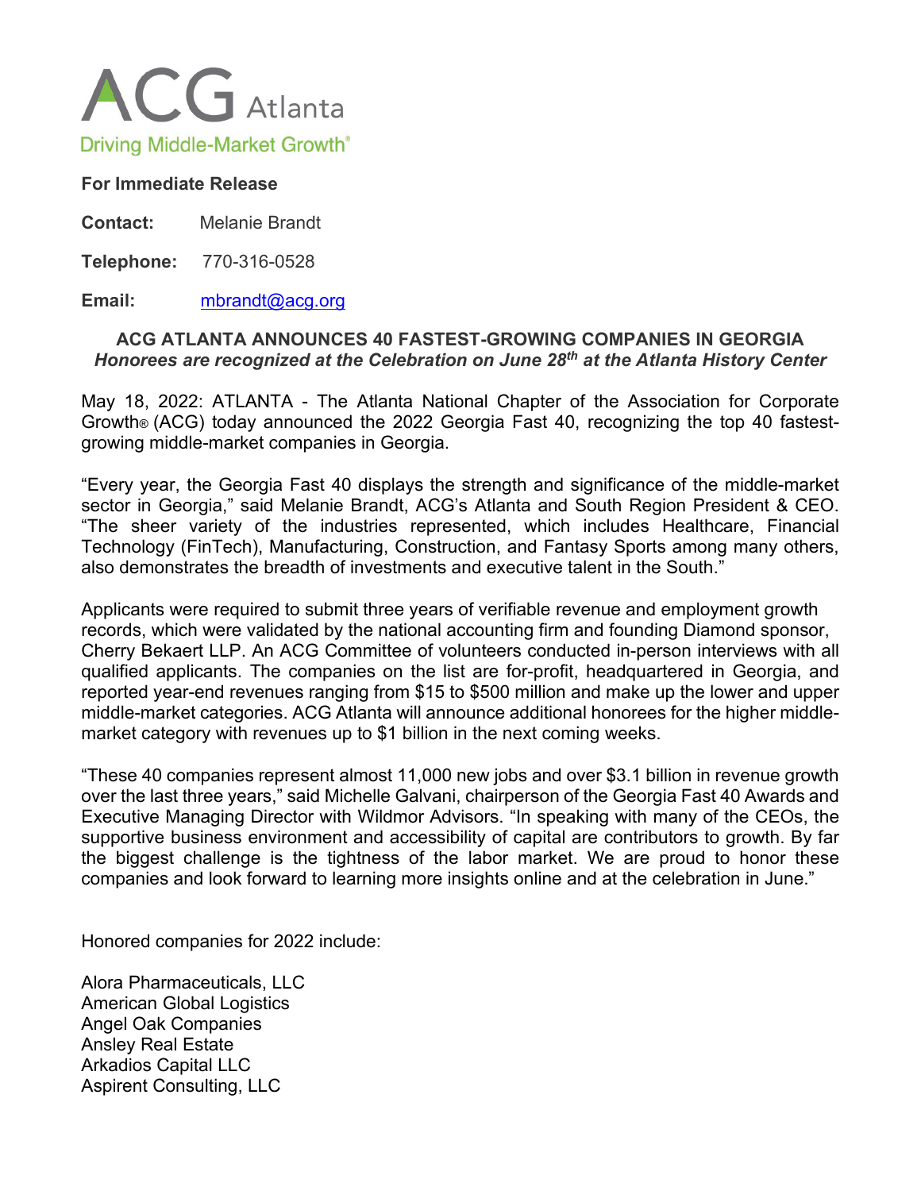ACG Atlanta

Driving Middle-Market Growth®

**For Immediate Release**

**Contact:** Melanie Brandt

**Telephone:** 770-316-0528

**Email:** mbrandt@acg.org

**ACG ATLANTA ANNOUNCES 40 FASTEST-GROWING COMPANIES IN GEORGIA**
***Honorees are recognized at the Celebration on June 28th at the Atlanta History Center***

May 18, 2022: ATLANTA - The Atlanta National Chapter of the Association for Corporate Growth® (ACG) today announced the 2022 Georgia Fast 40, recognizing the top 40 fastest-growing middle-market companies in Georgia.

"Every year, the Georgia Fast 40 displays the strength and significance of the middle-market sector in Georgia," said Melanie Brandt, ACG's Atlanta and South Region President & CEO. "The sheer variety of the industries represented, which includes Healthcare, Financial Technology (FinTech), Manufacturing, Construction, and Fantasy Sports among many others, also demonstrates the breadth of investments and executive talent in the South."

Applicants were required to submit three years of verifiable revenue and employment growth records, which were validated by the national accounting firm and founding Diamond sponsor, Cherry Bekaert LLP. An ACG Committee of volunteers conducted in-person interviews with all qualified applicants. The companies on the list are for-profit, headquartered in Georgia, and reported year-end revenues ranging from $15 to $500 million and make up the lower and upper middle-market categories. ACG Atlanta will announce additional honorees for the higher middle-market category with revenues up to $1 billion in the next coming weeks.

"These 40 companies represent almost 11,000 new jobs and over $3.1 billion in revenue growth over the last three years," said Michelle Galvani, chairperson of the Georgia Fast 40 Awards and Executive Managing Director with Wildmor Advisors. "In speaking with many of the CEOs, the supportive business environment and accessibility of capital are contributors to growth. By far the biggest challenge is the tightness of the labor market. We are proud to honor these companies and look forward to learning more insights online and at the celebration in June."

Honored companies for 2022 include:

Alora Pharmaceuticals, LLC
American Global Logistics
Angel Oak Companies
Ansley Real Estate
Arkadios Capital LLC
Aspirent Consulting, LLC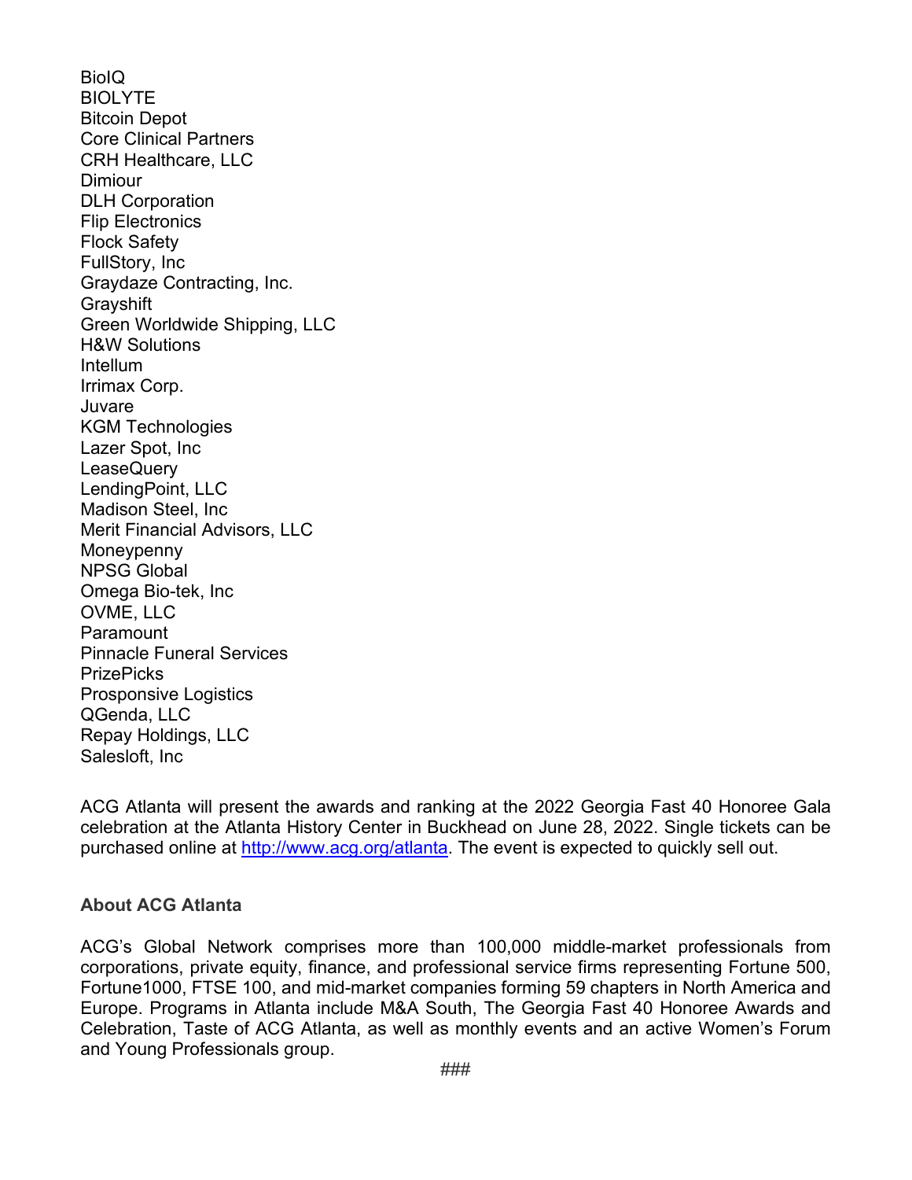BioIQ
BIOLYTE
Bitcoin Depot
Core Clinical Partners
CRH Healthcare, LLC
Dimiour
DLH Corporation
Flip Electronics
Flock Safety
FullStory, Inc
Graydaze Contracting, Inc.
Grayshift
Green Worldwide Shipping, LLC
H&W Solutions
Intellum
Irrimax Corp.
Juvare
KGM Technologies
Lazer Spot, Inc
LeaseQuery
LendingPoint, LLC
Madison Steel, Inc
Merit Financial Advisors, LLC
Moneypenny
NPSG Global
Omega Bio-tek, Inc
OVME, LLC
Paramount
Pinnacle Funeral Services
PrizePicks
Prosponsive Logistics
QGenda, LLC
Repay Holdings, LLC
Salesloft, Inc

ACG Atlanta will present the awards and ranking at the 2022 Georgia Fast 40 Honoree Gala celebration at the Atlanta History Center in Buckhead on June 28, 2022. Single tickets can be purchased online at [http://www.acg.org/atlanta](http://www.acg.org/atlanta). The event is expected to quickly sell out.

**About ACG Atlanta**

ACG's Global Network comprises more than 100,000 middle-market professionals from corporations, private equity, finance, and professional service firms representing Fortune 500, Fortune1000, FTSE 100, and mid-market companies forming 59 chapters in North America and Europe. Programs in Atlanta include M&A South, The Georgia Fast 40 Honoree Awards and Celebration, Taste of ACG Atlanta, as well as monthly events and an active Women's Forum and Young Professionals group.

###